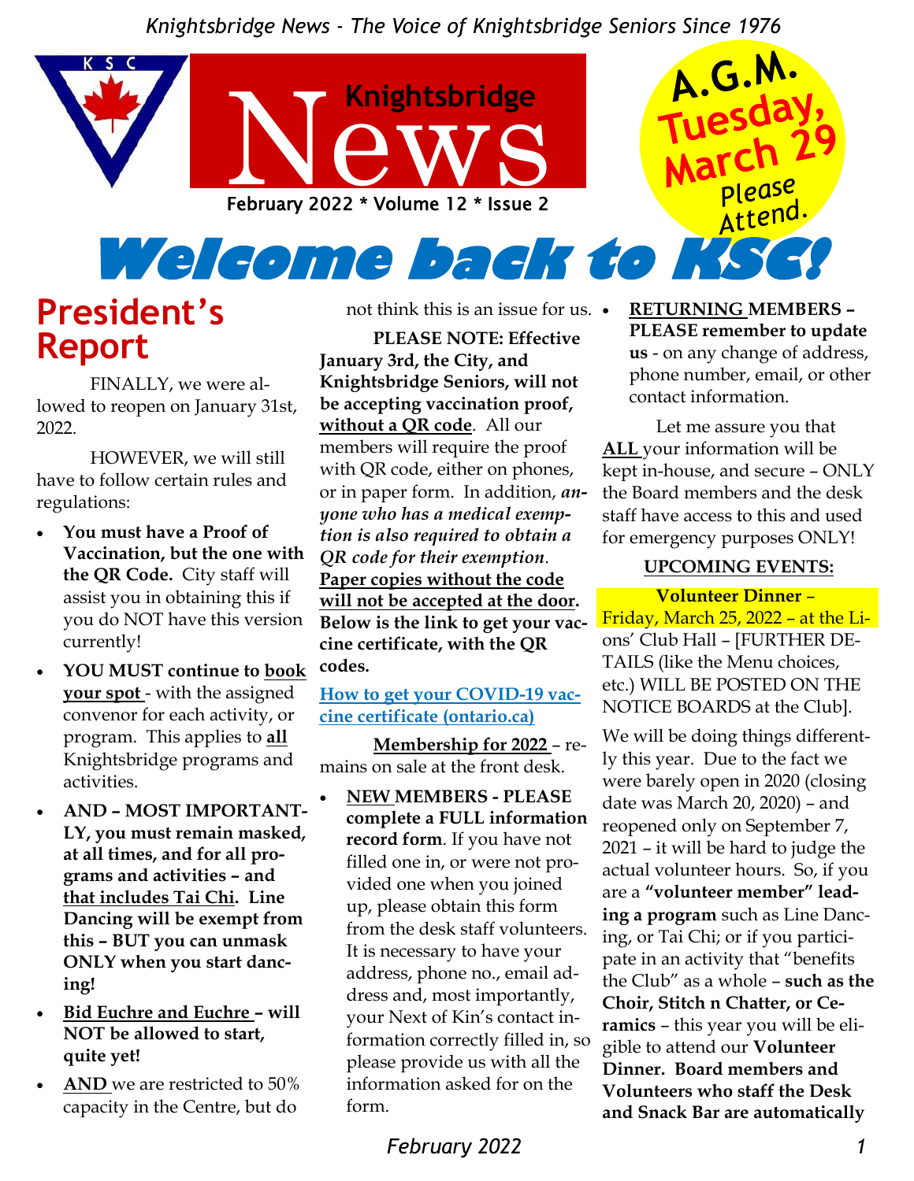*Knightsbridge News - The Voice of Knightsbridge Seniors Since 1976*

# Knightsbridge News

February 2022 * Volume 12 * Issue 2

**A.G.M. Tuesday, March 29** Please Attend.

# Welcome back to KSC!

## President's Report

FINALLY, we were allowed to reopen on January 31st, 2022.

HOWEVER, we will still have to follow certain rules and regulations:

- **You must have a Proof of Vaccination, but the one with the QR Code.** City staff will assist you in obtaining this if you do NOT have this version currently!
- **YOU MUST continue to <u>book your spot</u>** - with the assigned convenor for each activity, or program. This applies to **<u>all</u>** Knightsbridge programs and activities.
- **AND – MOST IMPORTANTLY, you must remain masked, at all times, and for all programs and activities – and <u>that includes Tai Chi</u>. Line Dancing will be exempt from this – BUT you can unmask ONLY when you start dancing!**
- **<u>Bid Euchre and Euchre</u> – will NOT be allowed to start, quite yet!**
- **<u>AND</u>** we are restricted to 50% capacity in the Centre, but do not think this is an issue for us.

**PLEASE NOTE: Effective January 3rd, the City, and Knightsbridge Seniors, will not be accepting vaccination proof, <u>without a QR code</u>**. All our members will require the proof with QR code, either on phones, or in paper form. In addition, ***anyone who has a medical exemption is also required to obtain a QR code for their exemption***. **<u>Paper copies without the code will not be accepted at the door.</u> Below is the link to get your vaccine certificate, with the QR codes.**

[How to get your COVID-19 vaccine certificate (ontario.ca)]

**<u>Membership for 2022</u>** – remains on sale at the front desk.

- **<u>NEW MEMBERS</u> - PLEASE complete a FULL information record form**. If you have not filled one in, or were not provided one when you joined up, please obtain this form from the desk staff volunteers. It is necessary to have your address, phone no., email address and, most importantly, your Next of Kin's contact information correctly filled in, so please provide us with all the information asked for on the form.
- **<u>RETURNING</u> MEMBERS – PLEASE remember to update us** - on any change of address, phone number, email, or other contact information.

Let me assure you that **<u>ALL</u>** your information will be kept in-house, and secure – ONLY the Board members and the desk staff have access to this and used for emergency purposes ONLY!

**<u>UPCOMING EVENTS:</u>**

**Volunteer Dinner** – Friday, March 25, 2022 – at the Lions' Club Hall – [FURTHER DETAILS (like the Menu choices, etc.) WILL BE POSTED ON THE NOTICE BOARDS at the Club].

We will be doing things differently this year. Due to the fact we were barely open in 2020 (closing date was March 20, 2020) – and reopened only on September 7, 2021 – it will be hard to judge the actual volunteer hours. So, if you are a **"volunteer member" leading a program** such as Line Dancing, or Tai Chi; or if you participate in an activity that "benefits the Club" as a whole – **such as the Choir, Stitch n Chatter, or Ceramics** – this year you will be eligible to attend our **Volunteer Dinner. Board members and Volunteers who staff the Desk and Snack Bar are automatically**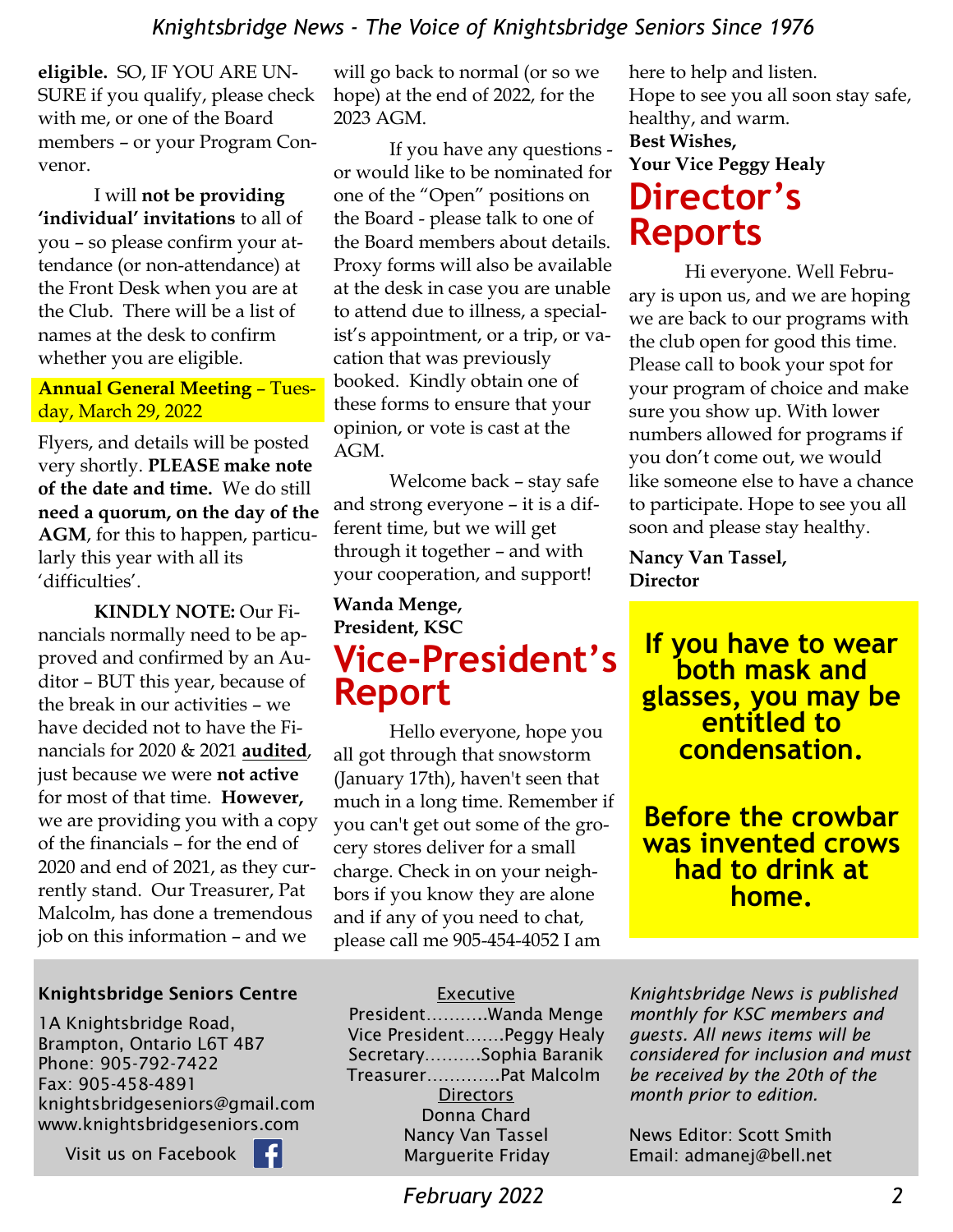**eligible.** SO, IF YOU ARE UNSURE if you qualify, please check with me, or one of the Board members – or your Program Convenor.

I will **not be providing 'individual' invitations** to all of you – so please confirm your attendance (or non-attendance) at the Front Desk when you are at the Club. There will be a list of names at the desk to confirm whether you are eligible.

**Annual General Meeting** – Tuesday, March 29, 2022

Flyers, and details will be posted very shortly. **PLEASE make note of the date and time.** We do still **need a quorum, on the day of the AGM**, for this to happen, particularly this year with all its 'difficulties'.

**KINDLY NOTE:** Our Financials normally need to be approved and confirmed by an Auditor – BUT this year, because of the break in our activities – we have decided not to have the Financials for 2020 & 2021 **audited**, just because we were **not active** for most of that time. **However,** we are providing you with a copy of the financials – for the end of 2020 and end of 2021, as they currently stand. Our Treasurer, Pat Malcolm, has done a tremendous job on this information – and we will go back to normal (or so we hope) at the end of 2022, for the 2023 AGM.

If you have any questions - or would like to be nominated for one of the "Open" positions on the Board - please talk to one of the Board members about details. Proxy forms will also be available at the desk in case you are unable to attend due to illness, a specialist's appointment, or a trip, or vacation that was previously booked. Kindly obtain one of these forms to ensure that your opinion, or vote is cast at the AGM.

Welcome back – stay safe and strong everyone – it is a different time, but we will get through it together – and with your cooperation, and support!

**Wanda Menge,**
**President, KSC**

# Vice-President's Report

Hello everyone, hope you all got through that snowstorm (January 17th), haven't seen that much in a long time. Remember if you can't get out some of the grocery stores deliver for a small charge. Check in on your neighbors if you know they are alone and if any of you need to chat, please call me 905-454-4052 I am here to help and listen.
Hope to see you all soon stay safe, healthy, and warm.

**Best Wishes,**
**Your Vice Peggy Healy**

# Director's Reports

Hi everyone. Well February is upon us, and we are hoping we are back to our programs with the club open for good this time. Please call to book your spot for your program of choice and make sure you show up. With lower numbers allowed for programs if you don't come out, we would like someone else to have a chance to participate. Hope to see you all soon and please stay healthy.

**Nancy Van Tassel,**
**Director**

**If you have to wear both mask and glasses, you may be entitled to condensation.**

**Before the crowbar was invented crows had to drink at home.**

**Knightsbridge Seniors Centre**

1A Knightsbridge Road,
Brampton, Ontario L6T 4B7
Phone: 905-792-7422
Fax: 905-458-4891
knightsbridgeseniors@gmail.com
www.knightsbridgeseniors.com

Visit us on Facebook

Executive
President..........Wanda Menge
Vice President.......Peggy Healy
Secretary..........Sophia Baranik
Treasurer.............Pat Malcolm

Directors
Donna Chard
Nancy Van Tassel
Marguerite Friday

*Knightsbridge News is published monthly for KSC members and guests. All news items will be considered for inclusion and must be received by the 20th of the month prior to edition.*

News Editor: Scott Smith
Email: admanej@bell.net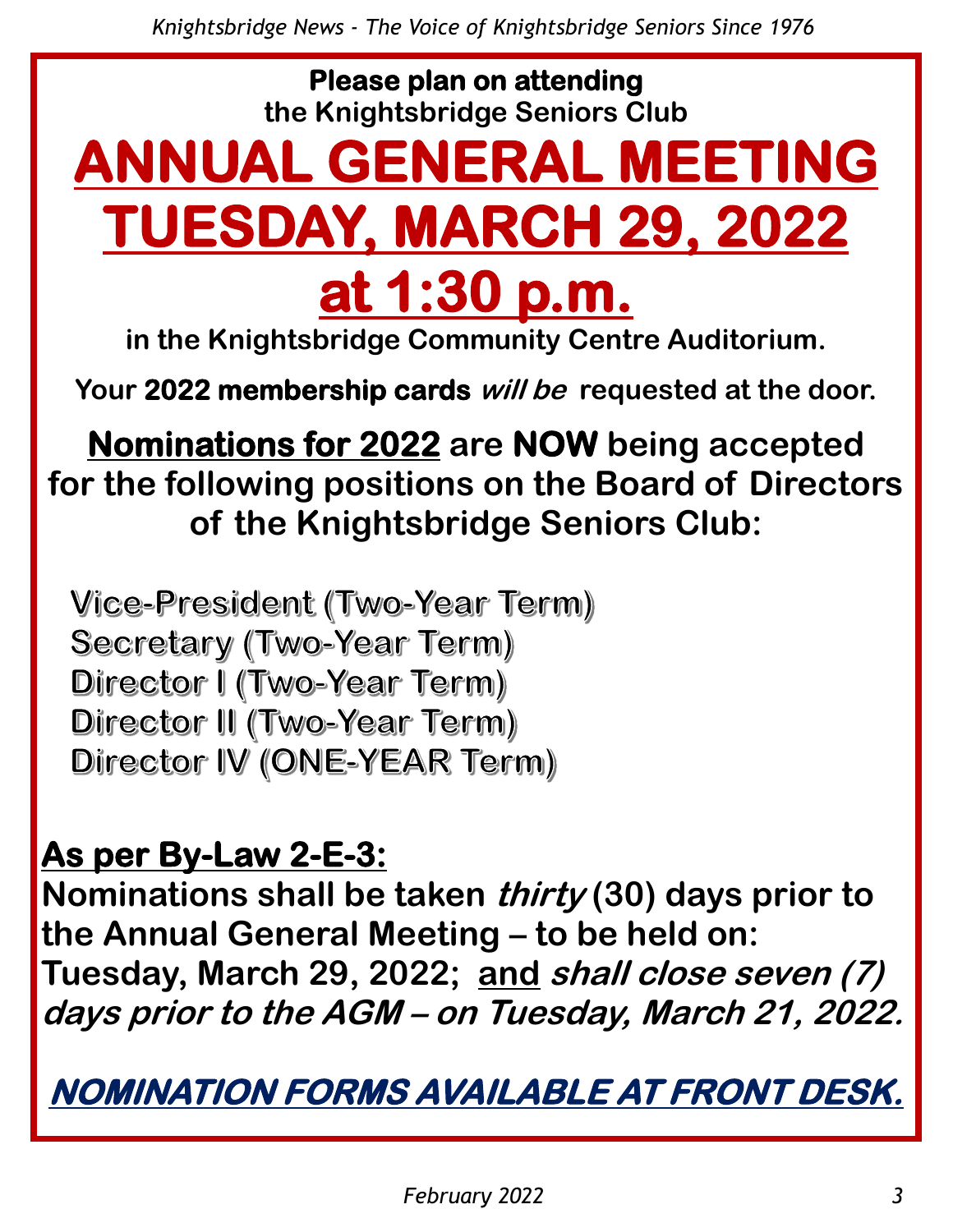**Please plan on attending**
**the Knightsbridge Seniors Club**

# ANNUAL GENERAL MEETING
# TUESDAY, MARCH 29, 2022
# at 1:30 p.m.

**in the Knightsbridge Community Centre Auditorium.**

**Your 2022 membership cards *will be* requested at the door.**

## **Nominations for 2022** are **NOW** being accepted for the following positions on the Board of Directors of the Knightsbridge Seniors Club:

- **Vice-President (Two-Year Term)**
- **Secretary (Two-Year Term)**
- **Director I (Two-Year Term)**
- **Director II (Two-Year Term)**
- **Director IV (ONE-YEAR Term)**

### As per By-Law 2-E-3:

**Nominations shall be taken *thirty* (30) days prior to the Annual General Meeting – to be held on: Tuesday, March 29, 2022; and *shall close seven (7) days prior to the AGM – on Tuesday, March 21, 2022.***

**NOMINATION FORMS AVAILABLE AT FRONT DESK.**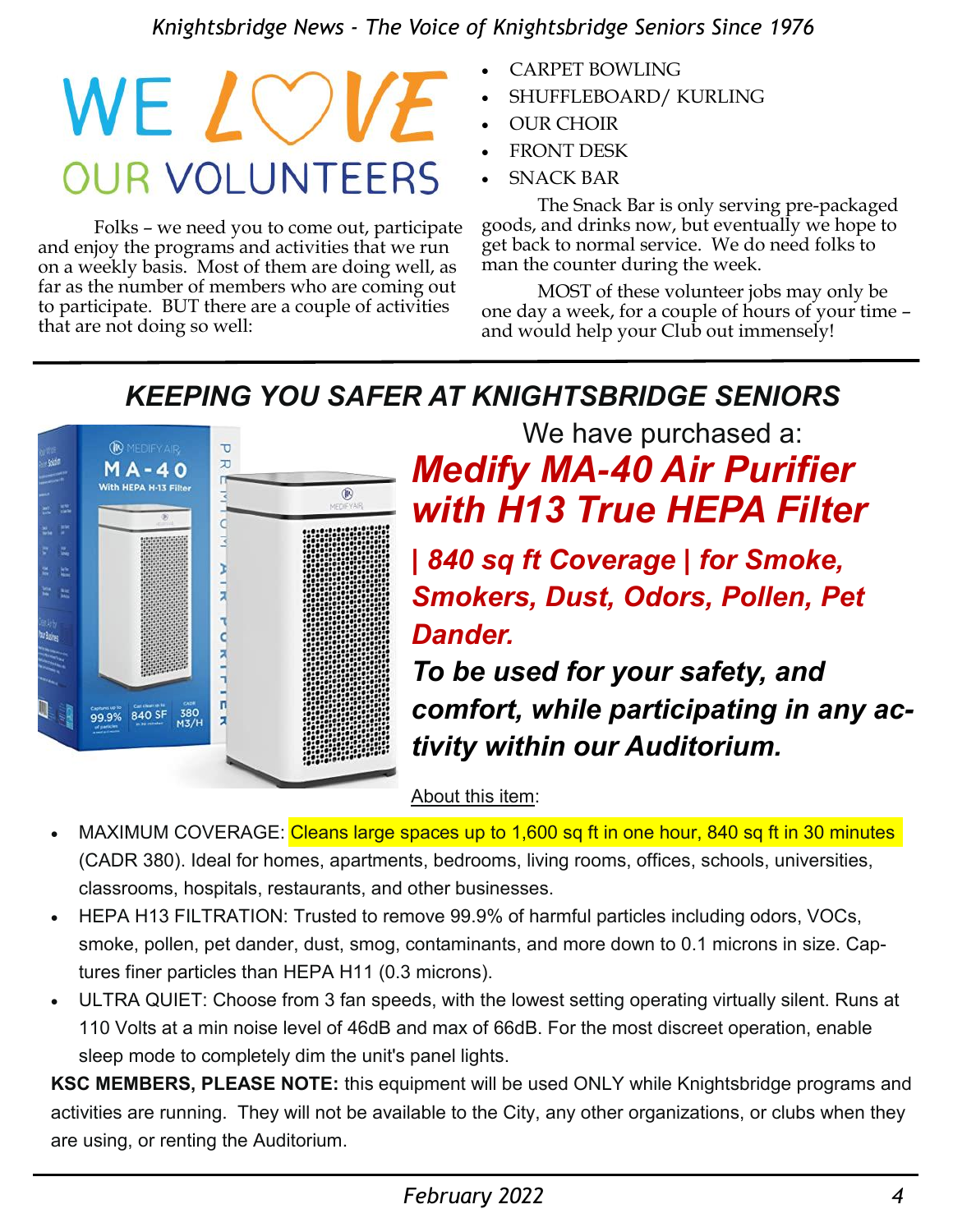# WE LOVE OUR VOLUNTEERS

Folks – we need you to come out, participate and enjoy the programs and activities that we run on a weekly basis. Most of them are doing well, as far as the number of members who are coming out to participate. BUT there are a couple of activities that are not doing so well:

- CARPET BOWLING
- SHUFFLEBOARD/ KURLING
- OUR CHOIR
- FRONT DESK
- SNACK BAR

The Snack Bar is only serving pre-packaged goods, and drinks now, but eventually we hope to get back to normal service. We do need folks to man the counter during the week.

MOST of these volunteer jobs may only be one day a week, for a couple of hours of your time – and would help your Club out immensely!

## *KEEPING YOU SAFER AT KNIGHTSBRIDGE SENIORS*

We have purchased a:

***Medify MA-40 Air Purifier with H13 True HEPA Filter***

***| 840 sq ft Coverage | for Smoke, Smokers, Dust, Odors, Pollen, Pet Dander.***

***To be used for your safety, and comfort, while participating in any activity within our Auditorium.***

About this item:

- MAXIMUM COVERAGE: Cleans large spaces up to 1,600 sq ft in one hour, 840 sq ft in 30 minutes (CADR 380). Ideal for homes, apartments, bedrooms, living rooms, offices, schools, universities, classrooms, hospitals, restaurants, and other businesses.
- HEPA H13 FILTRATION: Trusted to remove 99.9% of harmful particles including odors, VOCs, smoke, pollen, pet dander, dust, smog, contaminants, and more down to 0.1 microns in size. Captures finer particles than HEPA H11 (0.3 microns).
- ULTRA QUIET: Choose from 3 fan speeds, with the lowest setting operating virtually silent. Runs at 110 Volts at a min noise level of 46dB and max of 66dB. For the most discreet operation, enable sleep mode to completely dim the unit's panel lights.

**KSC MEMBERS, PLEASE NOTE:** this equipment will be used ONLY while Knightsbridge programs and activities are running. They will not be available to the City, any other organizations, or clubs when they are using, or renting the Auditorium.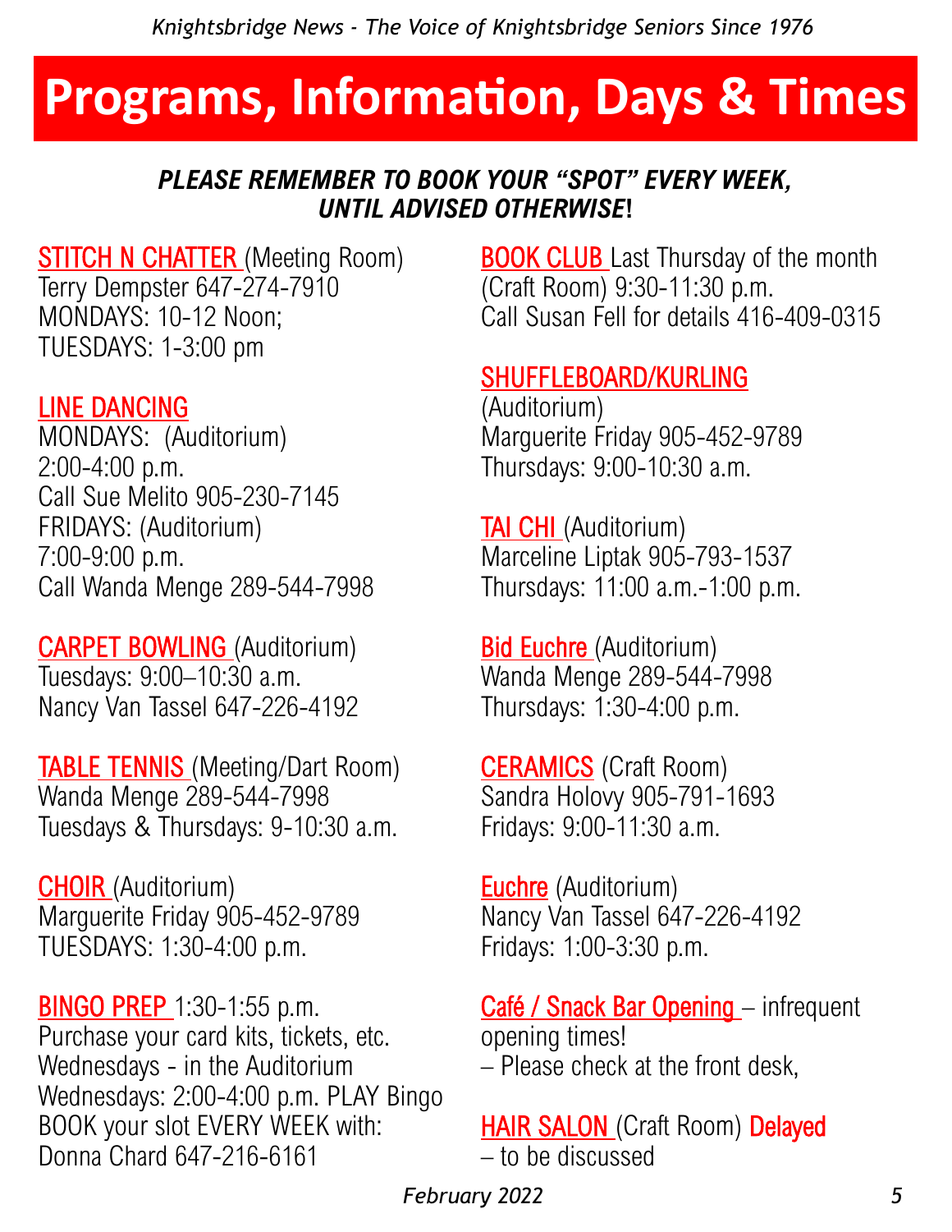# Programs, Information, Days & Times

***PLEASE REMEMBER TO BOOK YOUR "SPOT" EVERY WEEK, UNTIL ADVISED OTHERWISE!***

STITCH N CHATTER (Meeting Room)
Terry Dempster 647-274-7910
MONDAYS: 10-12 Noon;
TUESDAYS: 1-3:00 pm

LINE DANCING
MONDAYS: (Auditorium)
2:00-4:00 p.m.
Call Sue Melito 905-230-7145
FRIDAYS: (Auditorium)
7:00-9:00 p.m.
Call Wanda Menge 289-544-7998

CARPET BOWLING (Auditorium)
Tuesdays: 9:00–10:30 a.m.
Nancy Van Tassel 647-226-4192

TABLE TENNIS (Meeting/Dart Room)
Wanda Menge 289-544-7998
Tuesdays & Thursdays: 9-10:30 a.m.

CHOIR (Auditorium)
Marguerite Friday 905-452-9789
TUESDAYS: 1:30-4:00 p.m.

BINGO PREP 1:30-1:55 p.m.
Purchase your card kits, tickets, etc.
Wednesdays - in the Auditorium
Wednesdays: 2:00-4:00 p.m. PLAY Bingo
BOOK your slot EVERY WEEK with:
Donna Chard 647-216-6161

BOOK CLUB Last Thursday of the month
(Craft Room) 9:30-11:30 p.m.
Call Susan Fell for details 416-409-0315

SHUFFLEBOARD/KURLING
(Auditorium)
Marguerite Friday 905-452-9789
Thursdays: 9:00-10:30 a.m.

TAI CHI (Auditorium)
Marceline Liptak 905-793-1537
Thursdays: 11:00 a.m.-1:00 p.m.

Bid Euchre (Auditorium)
Wanda Menge 289-544-7998
Thursdays: 1:30-4:00 p.m.

CERAMICS (Craft Room)
Sandra Holovy 905-791-1693
Fridays: 9:00-11:30 a.m.

Euchre (Auditorium)
Nancy Van Tassel 647-226-4192
Fridays: 1:00-3:30 p.m.

Café / Snack Bar Opening – infrequent opening times!
– Please check at the front desk,

HAIR SALON (Craft Room) Delayed
– to be discussed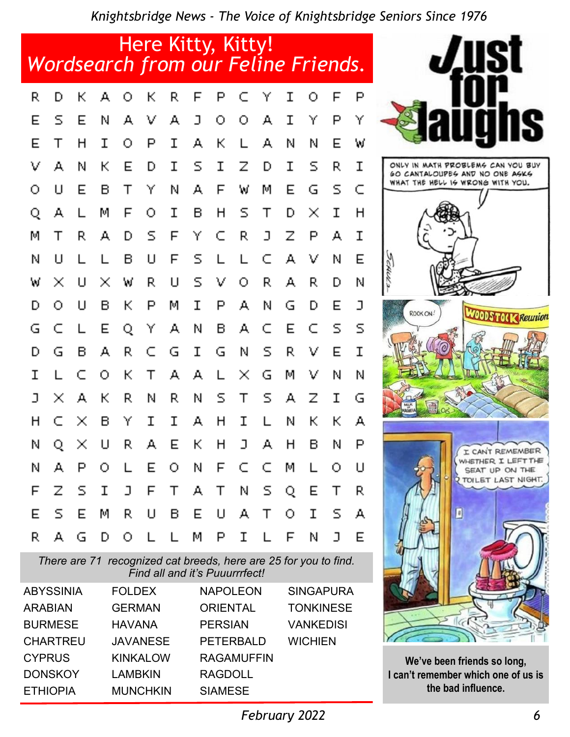# Here Kitty, Kitty!
## *Wordsearch from our Feline Friends.*

| | | | | | | | | | | | | | | |
|---|---|---|---|---|---|---|---|---|---|---|---|---|---|---|
| R | D | K | A | O | K | R | F | P | C | Y | I | O | F | P |
| E | S | E | N | A | V | A | J | O | O | A | I | Y | P | Y |
| E | T | H | I | O | P | I | A | K | L | A | N | N | E | W |
| V | A | N | K | E | D | I | S | I | Z | D | I | S | R | I |
| O | U | E | B | T | Y | N | A | F | W | M | E | G | S | C |
| Q | A | L | M | F | O | I | B | H | S | T | D | X | I | H |
| M | T | R | A | D | S | F | Y | C | R | J | Z | P | A | I |
| N | U | L | L | B | U | F | S | L | L | C | A | V | N | E |
| W | X | U | X | W | R | U | S | V | O | R | A | R | D | N |
| D | O | U | B | K | P | M | I | P | A | N | G | D | E | J |
| G | C | L | E | Q | Y | A | N | B | A | C | E | C | S | S |
| D | G | B | A | R | C | G | I | G | N | S | R | V | E | I |
| I | L | C | O | K | T | A | A | L | X | G | M | V | N | N |
| J | X | A | K | R | N | R | N | S | T | S | A | Z | I | G |
| H | C | X | B | Y | I | I | A | H | I | L | N | K | K | A |
| N | Q | X | U | R | A | E | K | H | J | A | H | B | N | P |
| N | A | P | O | L | E | O | N | F | C | C | M | L | O | U |
| F | Z | S | I | J | F | T | A | T | N | S | Q | E | T | R |
| E | S | E | M | R | U | B | E | U | A | T | O | I | S | A |
| R | A | G | D | O | L | L | M | P | I | L | F | N | J | E |

*There are 71 recognized cat breeds, here are 25 for you to find. Find all and it's Puuurrrfect!*

| | | | |
|---|---|---|---|
| ABYSSINIA | FOLDEX | NAPOLEON | SINGAPURA |
| ARABIAN | GERMAN | ORIENTAL | TONKINESE |
| BURMESE | HAVANA | PERSIAN | VANKEDISI |
| CHARTREU | JAVANESE | PETERBALD | WICHIEN |
| CYPRUS | KINKALOW | RAGAMUFFIN | |
| DONSKOY | LAMBKIN | RAGDOLL | |
| ETHIOPIA | MUNCHKIN | SIAMESE | |

# Just for laughs

ONLY IN MATH PROBLEMS CAN YOU BUY 60 CANTALOUPES AND NO ONE ASKS WHAT THE HELL IS WRONG WITH YOU.

ROCK ON! WOODSTOCK Reunion

I CAN'T REMEMBER WHETHER I LEFT THE SEAT UP ON THE TOILET LAST NIGHT.

**We've been friends so long, I can't remember which one of us is the bad influence.**